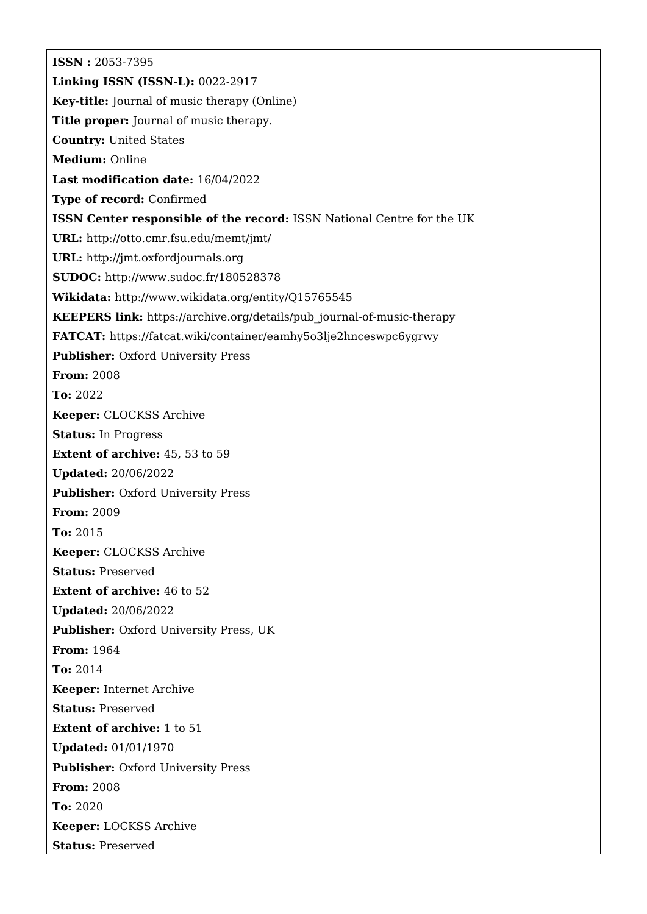**ISSN :** 2053-7395

**Linking ISSN (ISSN-L):** 0022-2917

**Key-title:** Journal of music therapy (Online)

**Title proper:** Journal of music therapy.

**Country:** United States

**Medium:** Online

**Last modification date:** 16/04/2022

**Type of record:** Confirmed

**ISSN Center responsible of the record:** ISSN National Centre for the UK

**URL:** http://otto.cmr.fsu.edu/memt/jmt/

**URL:** http://jmt.oxfordjournals.org

**SUDOC:** http://www.sudoc.fr/180528378

**Wikidata:** http://www.wikidata.org/entity/Q15765545

**KEEPERS link:** https://archive.org/details/pub_journal-of-music-therapy

**FATCAT:** https://fatcat.wiki/container/eamhy5o3lje2hnceswpc6ygrwy

**Publisher:** Oxford University Press

**From:** 2008

**To:** 2022

**Keeper:** CLOCKSS Archive

**Status:** In Progress

**Extent of archive:** 45, 53 to 59

**Updated:** 20/06/2022

**Publisher:** Oxford University Press

**From:** 2009

**To:** 2015

**Keeper:** CLOCKSS Archive

**Status:** Preserved

**Extent of archive:** 46 to 52

**Updated:** 20/06/2022

**Publisher:** Oxford University Press, UK

**From:** 1964

**To:** 2014

**Keeper:** Internet Archive

**Status:** Preserved

**Extent of archive:** 1 to 51

**Updated:** 01/01/1970

**Publisher:** Oxford University Press

**From:** 2008

**To:** 2020

**Keeper:** LOCKSS Archive

**Status:** Preserved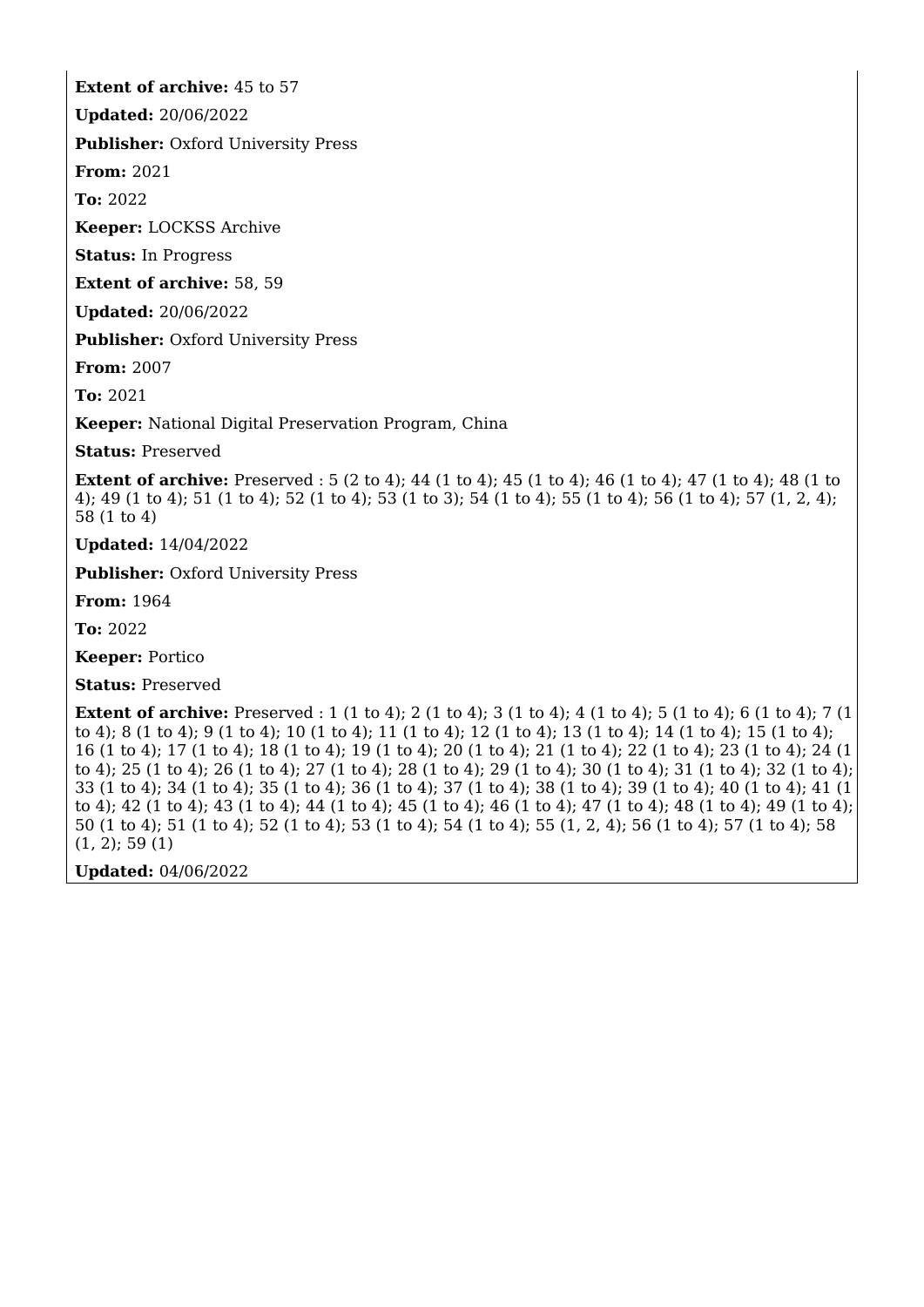**Extent of archive:** 45 to 57

**Updated:** 20/06/2022

**Publisher:** Oxford University Press

**From:** 2021

**To:** 2022

**Keeper:** LOCKSS Archive

**Status:** In Progress

**Extent of archive:** 58, 59

**Updated:** 20/06/2022

**Publisher:** Oxford University Press

**From:** 2007

**To:** 2021

**Keeper:** National Digital Preservation Program, China

**Status:** Preserved

**Extent of archive:** Preserved : 5 (2 to 4); 44 (1 to 4); 45 (1 to 4); 46 (1 to 4); 47 (1 to 4); 48 (1 to 4); 49 (1 to 4); 51 (1 to 4); 52 (1 to 4); 53 (1 to 3); 54 (1 to 4); 55 (1 to 4); 56 (1 to 4); 57 (1, 2, 4); 58 (1 to 4)

**Updated:** 14/04/2022

**Publisher:** Oxford University Press

**From:** 1964

**To:** 2022

**Keeper:** Portico

**Status:** Preserved

**Extent of archive:** Preserved : 1 (1 to 4); 2 (1 to 4); 3 (1 to 4); 4 (1 to 4); 5 (1 to 4); 6 (1 to 4); 7 (1 to 4); 8 (1 to 4); 9 (1 to 4); 10 (1 to 4); 11 (1 to 4); 12 (1 to 4); 13 (1 to 4); 14 (1 to 4); 15 (1 to 4); 16 (1 to 4); 17 (1 to 4); 18 (1 to 4); 19 (1 to 4); 20 (1 to 4); 21 (1 to 4); 22 (1 to 4); 23 (1 to 4); 24 (1 to 4); 25 (1 to 4); 26 (1 to 4); 27 (1 to 4); 28 (1 to 4); 29 (1 to 4); 30 (1 to 4); 31 (1 to 4); 32 (1 to 4); 33 (1 to 4); 34 (1 to 4); 35 (1 to 4); 36 (1 to 4); 37 (1 to 4); 38 (1 to 4); 39 (1 to 4); 40 (1 to 4); 41 (1 to 4); 42 (1 to 4); 43 (1 to 4); 44 (1 to 4); 45 (1 to 4); 46 (1 to 4); 47 (1 to 4); 48 (1 to 4); 49 (1 to 4); 50 (1 to 4); 51 (1 to 4); 52 (1 to 4); 53 (1 to 4); 54 (1 to 4); 55 (1, 2, 4); 56 (1 to 4); 57 (1 to 4); 58 (1, 2); 59 (1)

**Updated:** 04/06/2022